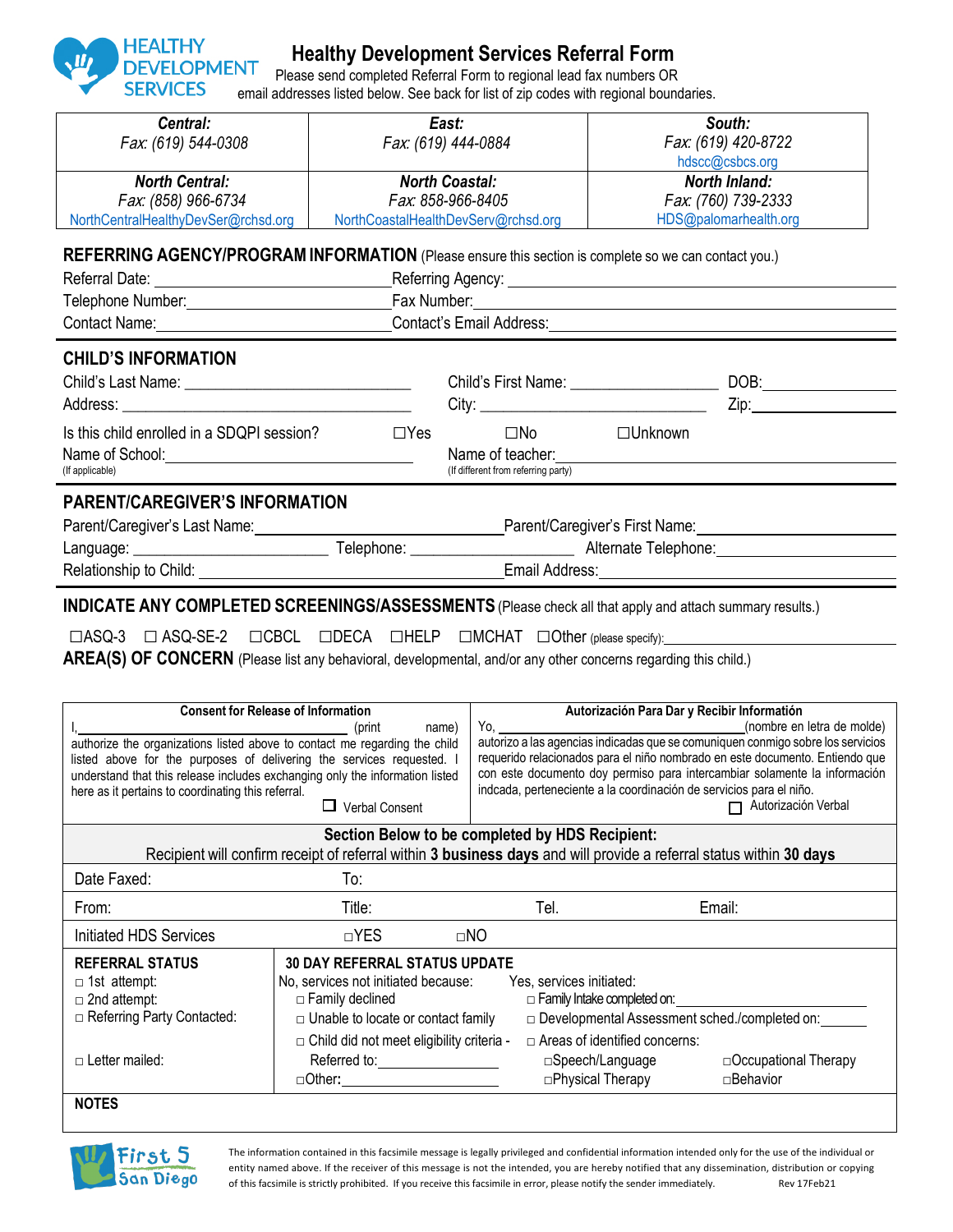HEALTHY DEVELOPMENT SERVICES

# Healthy Development Services Referral Form

Please send completed Referral Form to regional lead fax numbers OR email addresses listed below. See back for list of zip codes with regional boundaries.

| *Central:* Fax: (619) 544-0308 | *East:* Fax: (619) 444-0884 | *South:* Fax: (619) 420-8722 hdscc@csbcs.org |
|---|---|---|
| *North Central:* Fax: (858) 966-6734 NorthCentralHealthyDevSer@rchsd.org | *North Coastal:* Fax: 858-966-8405 NorthCoastalHealthDevServ@rchsd.org | *North Inland:* Fax: (760) 739-2333 HDS@palomarhealth.org |

## REFERRING AGENCY/PROGRAM INFORMATION (Please ensure this section is complete so we can contact you.)

Referral Date: ______________________ Referring Agency: ______________________

Telephone Number: ______________________ Fax Number: ______________________

Contact Name: ______________________ Contact's Email Address: ______________________

## CHILD'S INFORMATION

Child's Last Name: ______________________ Child's First Name: ______________ DOB: ______________

Address: ______________________ City: ______________________ Zip: ______________

Is this child enrolled in a SDQPI session? ☐Yes ☐No ☐Unknown

Name of School: ______________________ Name of teacher: ______________________
(If applicable) (If different from referring party)

## PARENT/CAREGIVER'S INFORMATION

Parent/Caregiver's Last Name: ______________________ Parent/Caregiver's First Name: ______________________

Language: ______________ Telephone: ______________ Alternate Telephone: ______________

Relationship to Child: ______________________ Email Address: ______________________

## INDICATE ANY COMPLETED SCREENINGS/ASSESSMENTS (Please check all that apply and attach summary results.)

☐ASQ-3 ☐ ASQ-SE-2 ☐CBCL ☐DECA ☐HELP ☐MCHAT ☐Other (please specify): ______________________

## AREA(S) OF CONCERN (Please list any behavioral, developmental, and/or any other concerns regarding this child.)

| **Consent for Release of Information** | **Autorización Para Dar y Recibir Información** |
|---|---|
| I, ______________________ (print name) authorize the organizations listed above to contact me regarding the child listed above for the purposes of delivering the services requested. I understand that this release includes exchanging only the information listed here as it pertains to coordinating this referral. ☐ Verbal Consent | Yo, ______________________ (nombre en letra de molde) autorizo a las agencias indicadas que se comuniquen conmigo sobre los servicios requerido relacionados para el niño nombrado en este documento. Entiendo que con este documento doy permiso para intercambiar solamente la información indcada, perteneciente a la coordinación de servicios para el niño. ☐ Autorización Verbal |

**Section Below to be completed by HDS Recipient:**
Recipient will confirm receipt of referral within **3 business days** and will provide a referral status within **30 days**

| Date Faxed: | To: | | |
|---|---|---|---|
| From: | Title: | Tel. | Email: |
| Initiated HDS Services | □YES | □NO | |

| **REFERRAL STATUS** | **30 DAY REFERRAL STATUS UPDATE** | |
|---|---|---|
| □ 1st attempt: | No, services not initiated because: | Yes, services initiated: |
| □ 2nd attempt: | □ Family declined | □ Family Intake completed on: __________ |
| □ Referring Party Contacted: | □ Unable to locate or contact family | □ Developmental Assessment sched./completed on: ______ |
| | □ Child did not meet eligibility criteria - | □ Areas of identified concerns: |
| □ Letter mailed: | Referred to: ______________ | □Speech/Language □Occupational Therapy |
| | □Other: ______________ | □Physical Therapy □Behavior |

**NOTES**

First 5 San Diego

The information contained in this facsimile message is legally privileged and confidential information intended only for the use of the individual or entity named above. If the receiver of this message is not the intended, you are hereby notified that any dissemination, distribution or copying of this facsimile is strictly prohibited. If you receive this facsimile in error, please notify the sender immediately. Rev 17Feb21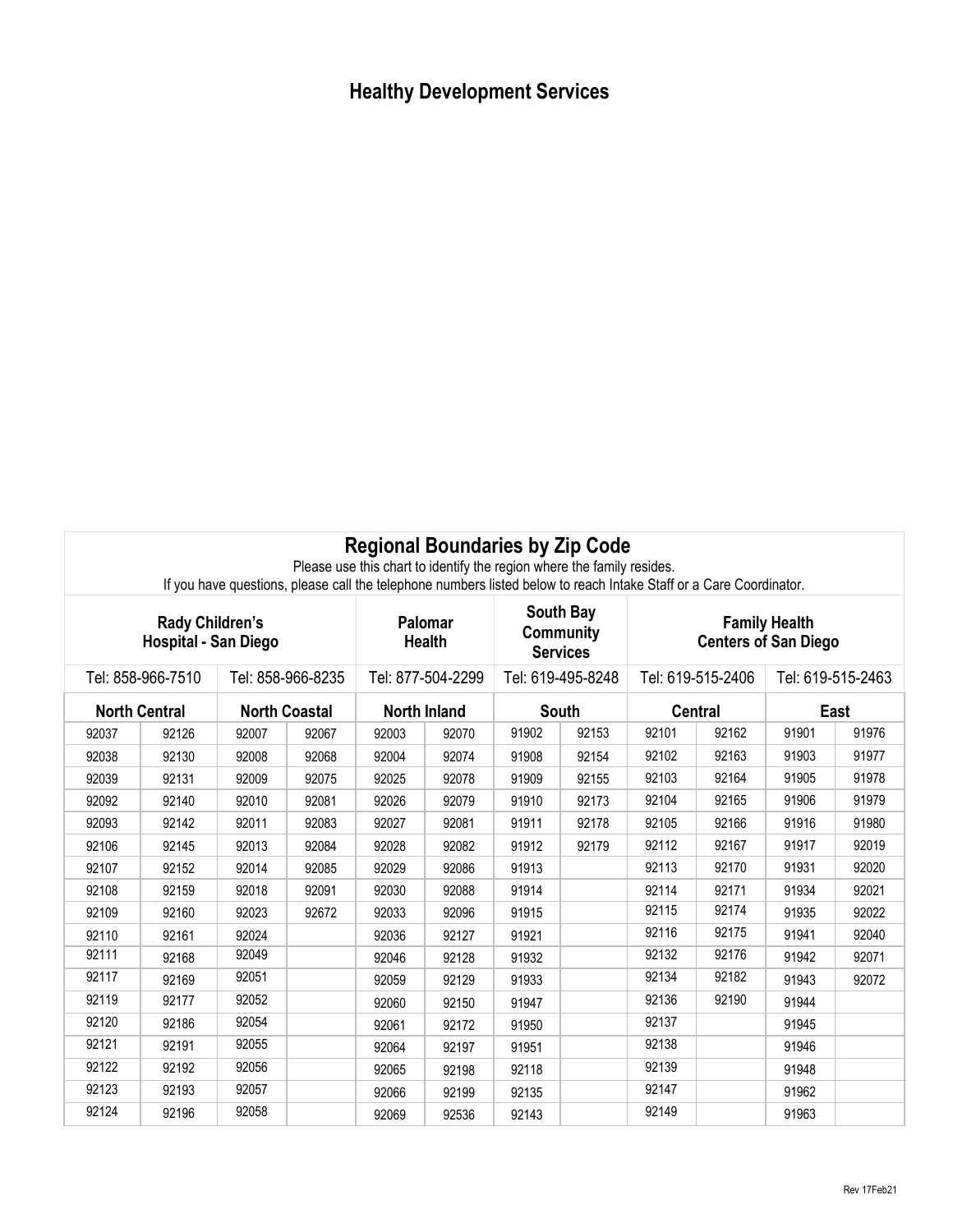# Healthy Development Services

## Regional Boundaries by Zip Code

Please use this chart to identify the region where the family resides.
If you have questions, please call the telephone numbers listed below to reach Intake Staff or a Care Coordinator.

| Rady Children's Hospital - San Diego | | | | Palomar Health | | South Bay Community Services | | Family Health Centers of San Diego | | | |
|---|---|---|---|---|---|---|---|---|---|---|---|
| Tel: 858-966-7510 | | Tel: 858-966-8235 | | Tel: 877-504-2299 | | Tel: 619-495-8248 | | Tel: 619-515-2406 | | Tel: 619-515-2463 | |
| **North Central** | | **North Coastal** | | **North Inland** | | **South** | | **Central** | | **East** | |
| 92037 | 92126 | 92007 | 92067 | 92003 | 92070 | 91902 | 92153 | 92101 | 92162 | 91901 | 91976 |
| 92038 | 92130 | 92008 | 92068 | 92004 | 92074 | 91908 | 92154 | 92102 | 92163 | 91903 | 91977 |
| 92039 | 92131 | 92009 | 92075 | 92025 | 92078 | 91909 | 92155 | 92103 | 92164 | 91905 | 91978 |
| 92092 | 92140 | 92010 | 92081 | 92026 | 92079 | 91910 | 92173 | 92104 | 92165 | 91906 | 91979 |
| 92093 | 92142 | 92011 | 92083 | 92027 | 92081 | 91911 | 92178 | 92105 | 92166 | 91916 | 91980 |
| 92106 | 92145 | 92013 | 92084 | 92028 | 92082 | 91912 | 92179 | 92112 | 92167 | 91917 | 92019 |
| 92107 | 92152 | 92014 | 92085 | 92029 | 92086 | 91913 | | 92113 | 92170 | 91931 | 92020 |
| 92108 | 92159 | 92018 | 92091 | 92030 | 92088 | 91914 | | 92114 | 92171 | 91934 | 92021 |
| 92109 | 92160 | 92023 | 92672 | 92033 | 92096 | 91915 | | 92115 | 92174 | 91935 | 92022 |
| 92110 | 92161 | 92024 | | 92036 | 92127 | 91921 | | 92116 | 92175 | 91941 | 92040 |
| 92111 | 92168 | 92049 | | 92046 | 92128 | 91932 | | 92132 | 92176 | 91942 | 92071 |
| 92117 | 92169 | 92051 | | 92059 | 92129 | 91933 | | 92134 | 92182 | 91943 | 92072 |
| 92119 | 92177 | 92052 | | 92060 | 92150 | 91947 | | 92136 | 92190 | 91944 | |
| 92120 | 92186 | 92054 | | 92061 | 92172 | 91950 | | 92137 | | 91945 | |
| 92121 | 92191 | 92055 | | 92064 | 92197 | 91951 | | 92138 | | 91946 | |
| 92122 | 92192 | 92056 | | 92065 | 92198 | 92118 | | 92139 | | 91948 | |
| 92123 | 92193 | 92057 | | 92066 | 92199 | 92135 | | 92147 | | 91962 | |
| 92124 | 92196 | 92058 | | 92069 | 92536 | 92143 | | 92149 | | 91963 | |

Rev 17Feb21